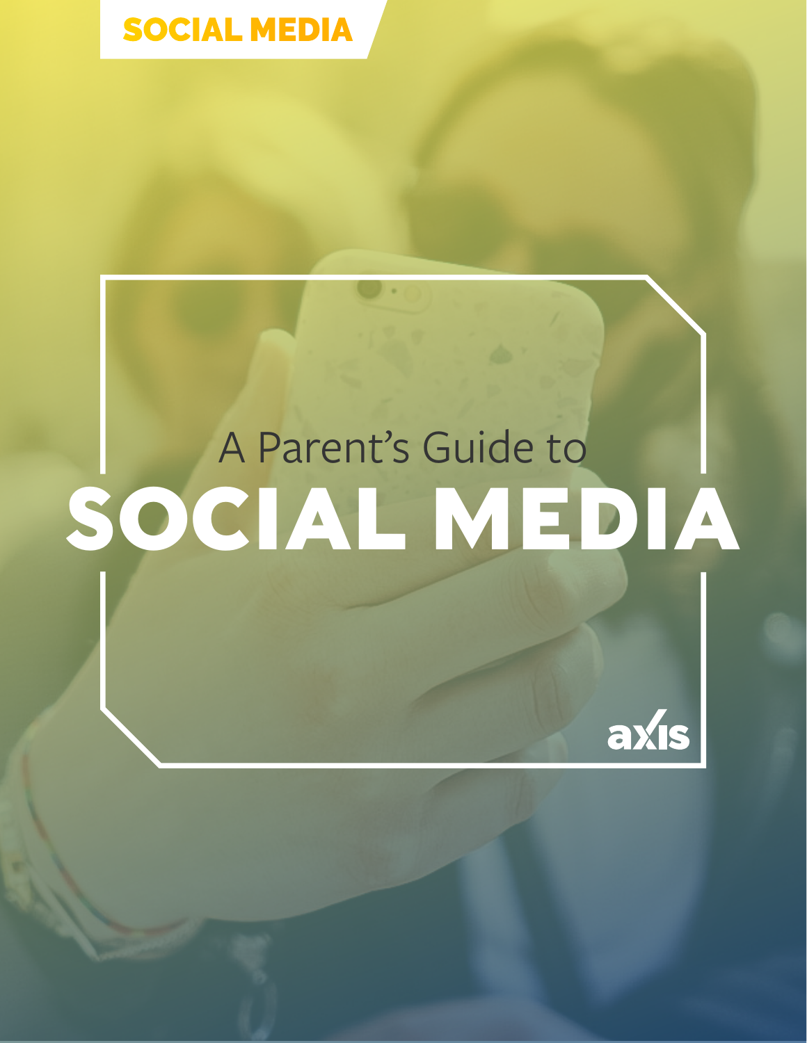SOCIAL MEDIA

A Parent's Guide to

# SOCIAL MEDIA

axis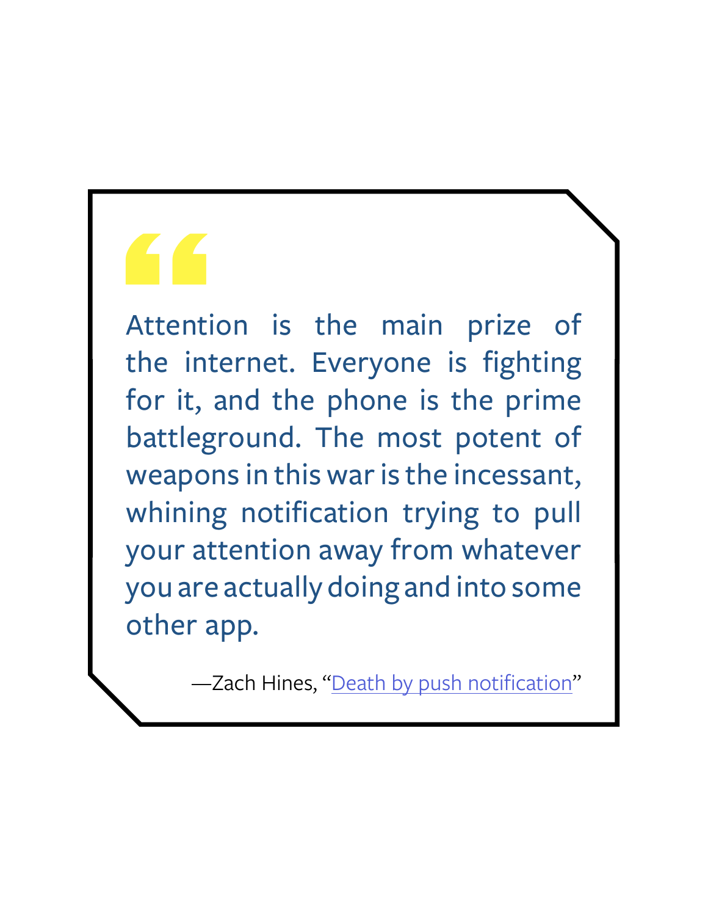> Attention is the main prize of the internet. Everyone is fighting for it, and the phone is the prime battleground. The most potent of weapons in this war is the incessant, whining notification trying to pull your attention away from whatever you are actually doing and into some other app.
>
> —Zach Hines, "Death by push notification"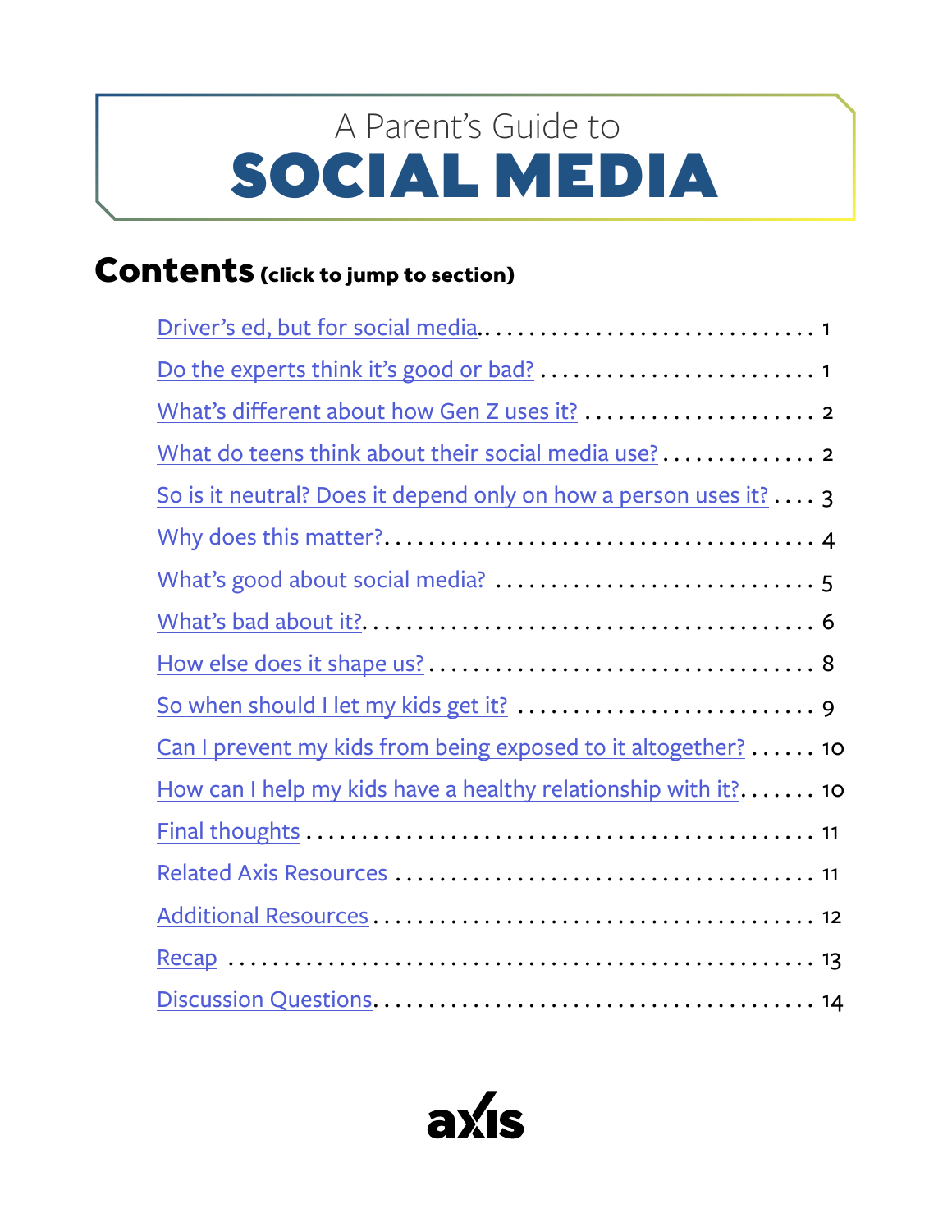# A Parent's Guide to SOCIAL MEDIA

## Contents (click to jump to section)

- Driver's ed, but for social media ........ 1
- Do the experts think it's good or bad? ........ 1
- What's different about how Gen Z uses it? ........ 2
- What do teens think about their social media use? ........ 2
- So is it neutral? Does it depend only on how a person uses it? ........ 3
- Why does this matter? ........ 4
- What's good about social media? ........ 5
- What's bad about it? ........ 6
- How else does it shape us? ........ 8
- So when should I let my kids get it? ........ 9
- Can I prevent my kids from being exposed to it altogether? ........ 10
- How can I help my kids have a healthy relationship with it? ........ 10
- Final thoughts ........ 11
- Related Axis Resources ........ 11
- Additional Resources ........ 12
- Recap ........ 13
- Discussion Questions ........ 14

axis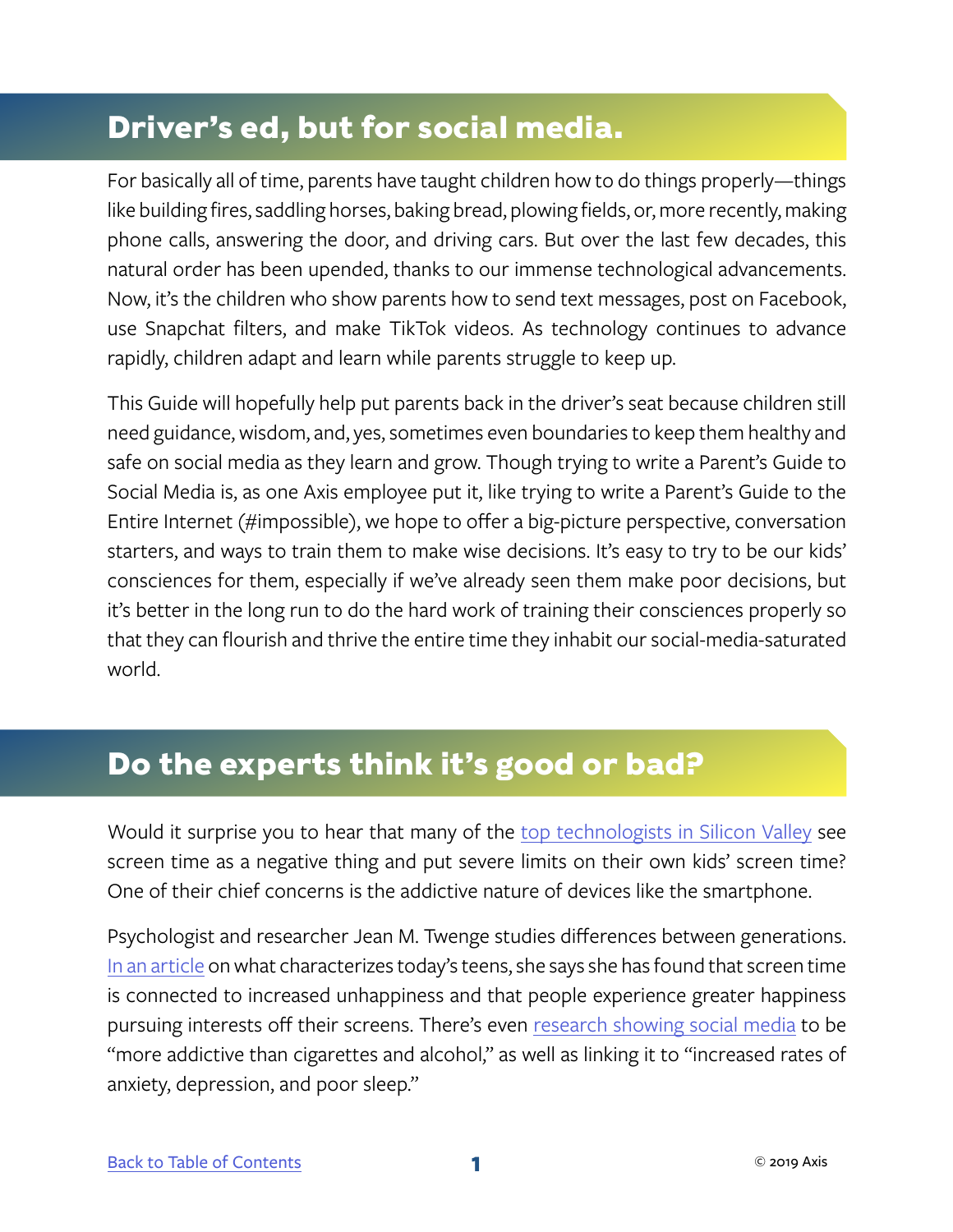## Driver's ed, but for social media.

For basically all of time, parents have taught children how to do things properly—things like building fires, saddling horses, baking bread, plowing fields, or, more recently, making phone calls, answering the door, and driving cars. But over the last few decades, this natural order has been upended, thanks to our immense technological advancements. Now, it's the children who show parents how to send text messages, post on Facebook, use Snapchat filters, and make TikTok videos. As technology continues to advance rapidly, children adapt and learn while parents struggle to keep up.

This Guide will hopefully help put parents back in the driver's seat because children still need guidance, wisdom, and, yes, sometimes even boundaries to keep them healthy and safe on social media as they learn and grow. Though trying to write a Parent's Guide to Social Media is, as one Axis employee put it, like trying to write a Parent's Guide to the Entire Internet (#impossible), we hope to offer a big-picture perspective, conversation starters, and ways to train them to make wise decisions. It's easy to try to be our kids' consciences for them, especially if we've already seen them make poor decisions, but it's better in the long run to do the hard work of training their consciences properly so that they can flourish and thrive the entire time they inhabit our social-media-saturated world.

## Do the experts think it's good or bad?

Would it surprise you to hear that many of the top technologists in Silicon Valley see screen time as a negative thing and put severe limits on their own kids' screen time? One of their chief concerns is the addictive nature of devices like the smartphone.

Psychologist and researcher Jean M. Twenge studies differences between generations. In an article on what characterizes today's teens, she says she has found that screen time is connected to increased unhappiness and that people experience greater happiness pursuing interests off their screens. There's even research showing social media to be "more addictive than cigarettes and alcohol," as well as linking it to "increased rates of anxiety, depression, and poor sleep."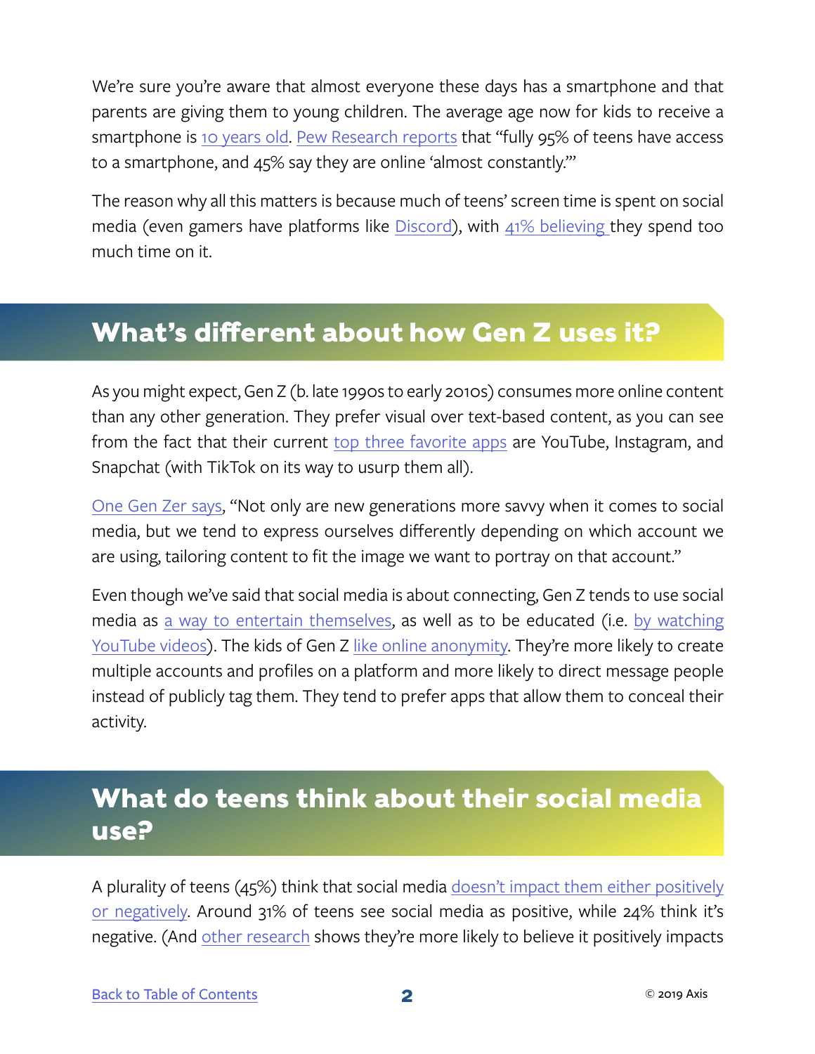We're sure you're aware that almost everyone these days has a smartphone and that parents are giving them to young children. The average age now for kids to receive a smartphone is 10 years old. Pew Research reports that "fully 95% of teens have access to a smartphone, and 45% say they are online 'almost constantly.'"

The reason why all this matters is because much of teens' screen time is spent on social media (even gamers have platforms like Discord), with 41% believing they spend too much time on it.

## What's different about how Gen Z uses it?

As you might expect, Gen Z (b. late 1990s to early 2010s) consumes more online content than any other generation. They prefer visual over text-based content, as you can see from the fact that their current top three favorite apps are YouTube, Instagram, and Snapchat (with TikTok on its way to usurp them all).

One Gen Zer says, "Not only are new generations more savvy when it comes to social media, but we tend to express ourselves differently depending on which account we are using, tailoring content to fit the image we want to portray on that account."

Even though we've said that social media is about connecting, Gen Z tends to use social media as a way to entertain themselves, as well as to be educated (i.e. by watching YouTube videos). The kids of Gen Z like online anonymity. They're more likely to create multiple accounts and profiles on a platform and more likely to direct message people instead of publicly tag them. They tend to prefer apps that allow them to conceal their activity.

## What do teens think about their social media use?

A plurality of teens (45%) think that social media doesn't impact them either positively or negatively. Around 31% of teens see social media as positive, while 24% think it's negative. (And other research shows they're more likely to believe it positively impacts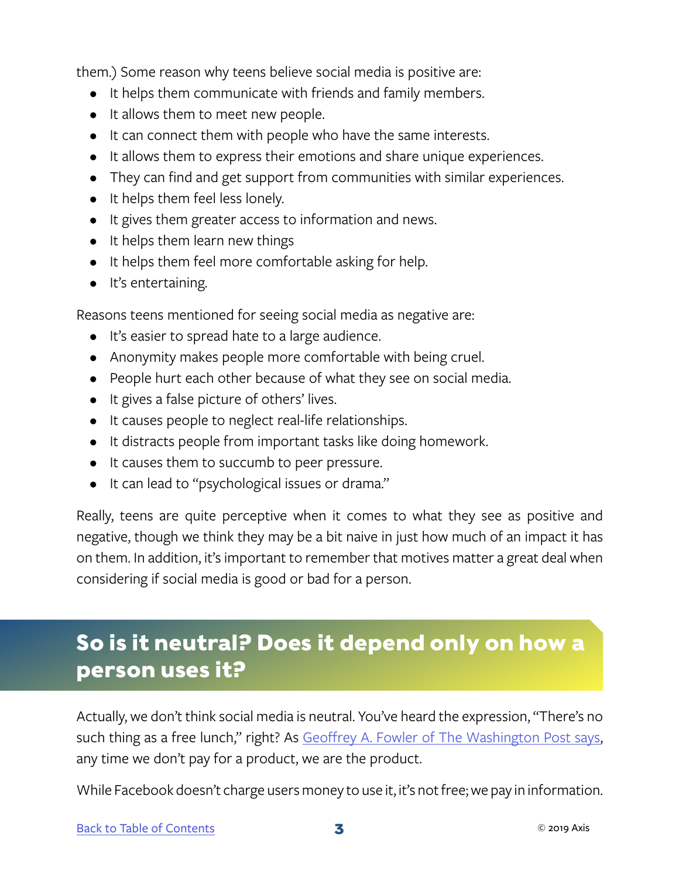them.) Some reason why teens believe social media is positive are:

- It helps them communicate with friends and family members.
- It allows them to meet new people.
- It can connect them with people who have the same interests.
- It allows them to express their emotions and share unique experiences.
- They can find and get support from communities with similar experiences.
- It helps them feel less lonely.
- It gives them greater access to information and news.
- It helps them learn new things
- It helps them feel more comfortable asking for help.
- It's entertaining.

Reasons teens mentioned for seeing social media as negative are:

- It's easier to spread hate to a large audience.
- Anonymity makes people more comfortable with being cruel.
- People hurt each other because of what they see on social media.
- It gives a false picture of others' lives.
- It causes people to neglect real-life relationships.
- It distracts people from important tasks like doing homework.
- It causes them to succumb to peer pressure.
- It can lead to "psychological issues or drama."

Really, teens are quite perceptive when it comes to what they see as positive and negative, though we think they may be a bit naive in just how much of an impact it has on them. In addition, it's important to remember that motives matter a great deal when considering if social media is good or bad for a person.

## So is it neutral? Does it depend only on how a person uses it?

Actually, we don't think social media is neutral. You've heard the expression, "There's no such thing as a free lunch," right? As Geoffrey A. Fowler of The Washington Post says, any time we don't pay for a product, we are the product.

While Facebook doesn't charge users money to use it, it's not free; we pay in information.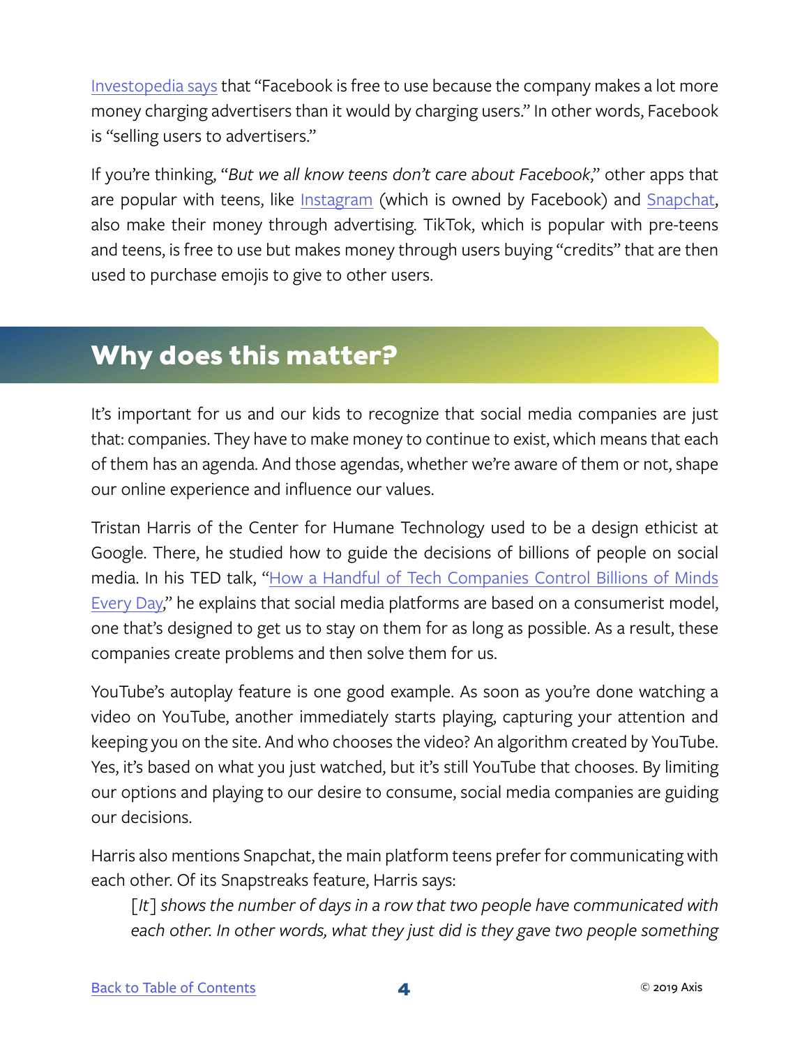Investopedia says that "Facebook is free to use because the company makes a lot more money charging advertisers than it would by charging users." In other words, Facebook is "selling users to advertisers."

If you're thinking, "*But we all know teens don't care about Facebook*," other apps that are popular with teens, like Instagram (which is owned by Facebook) and Snapchat, also make their money through advertising. TikTok, which is popular with pre-teens and teens, is free to use but makes money through users buying "credits" that are then used to purchase emojis to give to other users.

## Why does this matter?

It's important for us and our kids to recognize that social media companies are just that: companies. They have to make money to continue to exist, which means that each of them has an agenda. And those agendas, whether we're aware of them or not, shape our online experience and influence our values.

Tristan Harris of the Center for Humane Technology used to be a design ethicist at Google. There, he studied how to guide the decisions of billions of people on social media. In his TED talk, "How a Handful of Tech Companies Control Billions of Minds Every Day," he explains that social media platforms are based on a consumerist model, one that's designed to get us to stay on them for as long as possible. As a result, these companies create problems and then solve them for us.

YouTube's autoplay feature is one good example. As soon as you're done watching a video on YouTube, another immediately starts playing, capturing your attention and keeping you on the site. And who chooses the video? An algorithm created by YouTube. Yes, it's based on what you just watched, but it's still YouTube that chooses. By limiting our options and playing to our desire to consume, social media companies are guiding our decisions.

Harris also mentions Snapchat, the main platform teens prefer for communicating with each other. Of its Snapstreaks feature, Harris says:

> [*It*] *shows the number of days in a row that two people have communicated with each other. In other words, what they just did is they gave two people something*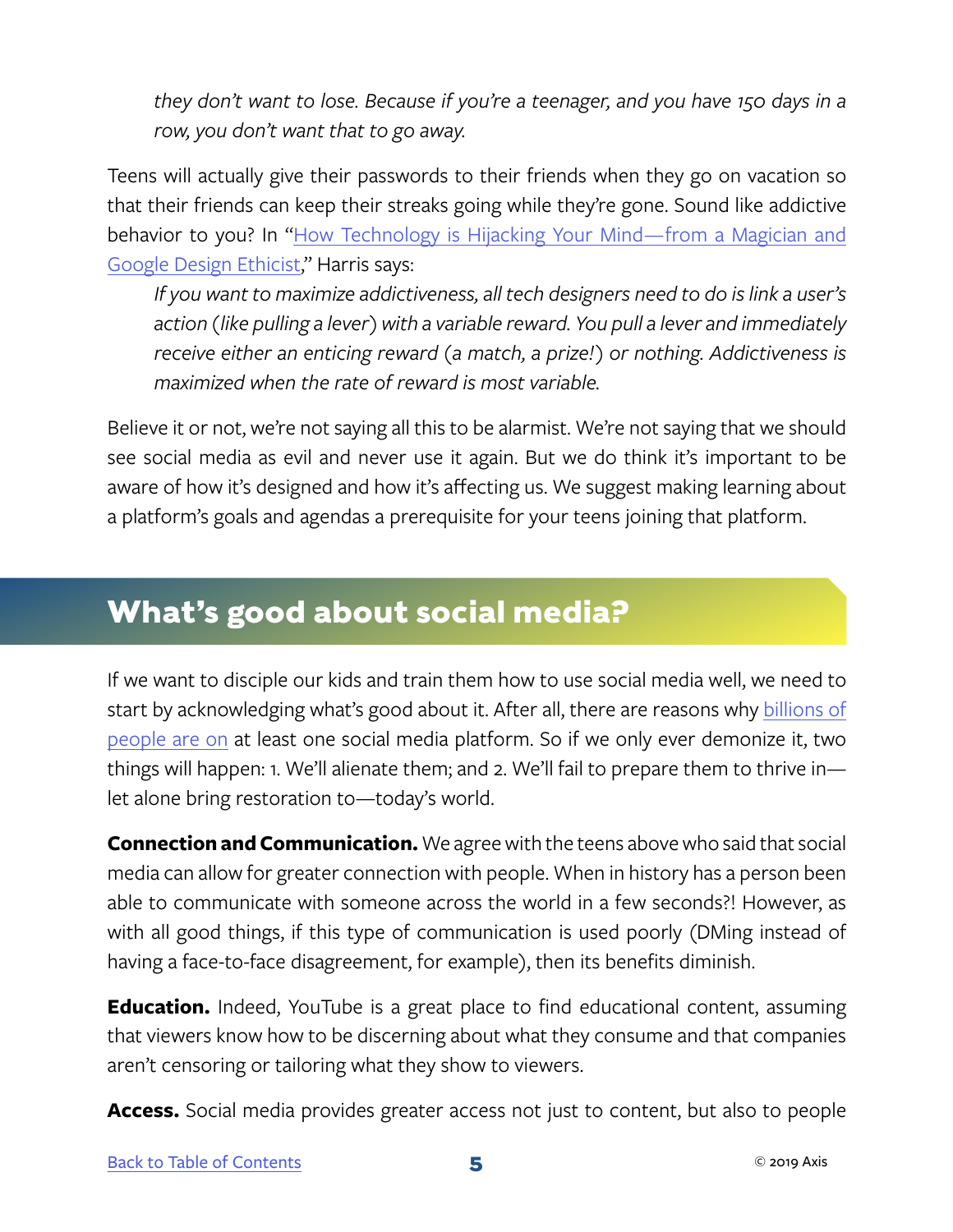*they don't want to lose. Because if you're a teenager, and you have 150 days in a row, you don't want that to go away.*

Teens will actually give their passwords to their friends when they go on vacation so that their friends can keep their streaks going while they're gone. Sound like addictive behavior to you? In "How Technology is Hijacking Your Mind—from a Magician and Google Design Ethicist," Harris says:

> *If you want to maximize addictiveness, all tech designers need to do is link a user's action (like pulling a lever) with a variable reward. You pull a lever and immediately receive either an enticing reward (a match, a prize!) or nothing. Addictiveness is maximized when the rate of reward is most variable.*

Believe it or not, we're not saying all this to be alarmist. We're not saying that we should see social media as evil and never use it again. But we do think it's important to be aware of how it's designed and how it's affecting us. We suggest making learning about a platform's goals and agendas a prerequisite for your teens joining that platform.

## What's good about social media?

If we want to disciple our kids and train them how to use social media well, we need to start by acknowledging what's good about it. After all, there are reasons why billions of people are on at least one social media platform. So if we only ever demonize it, two things will happen: 1. We'll alienate them; and 2. We'll fail to prepare them to thrive in—let alone bring restoration to—today's world.

**Connection and Communication.** We agree with the teens above who said that social media can allow for greater connection with people. When in history has a person been able to communicate with someone across the world in a few seconds?! However, as with all good things, if this type of communication is used poorly (DMing instead of having a face-to-face disagreement, for example), then its benefits diminish.

**Education.** Indeed, YouTube is a great place to find educational content, assuming that viewers know how to be discerning about what they consume and that companies aren't censoring or tailoring what they show to viewers.

**Access.** Social media provides greater access not just to content, but also to people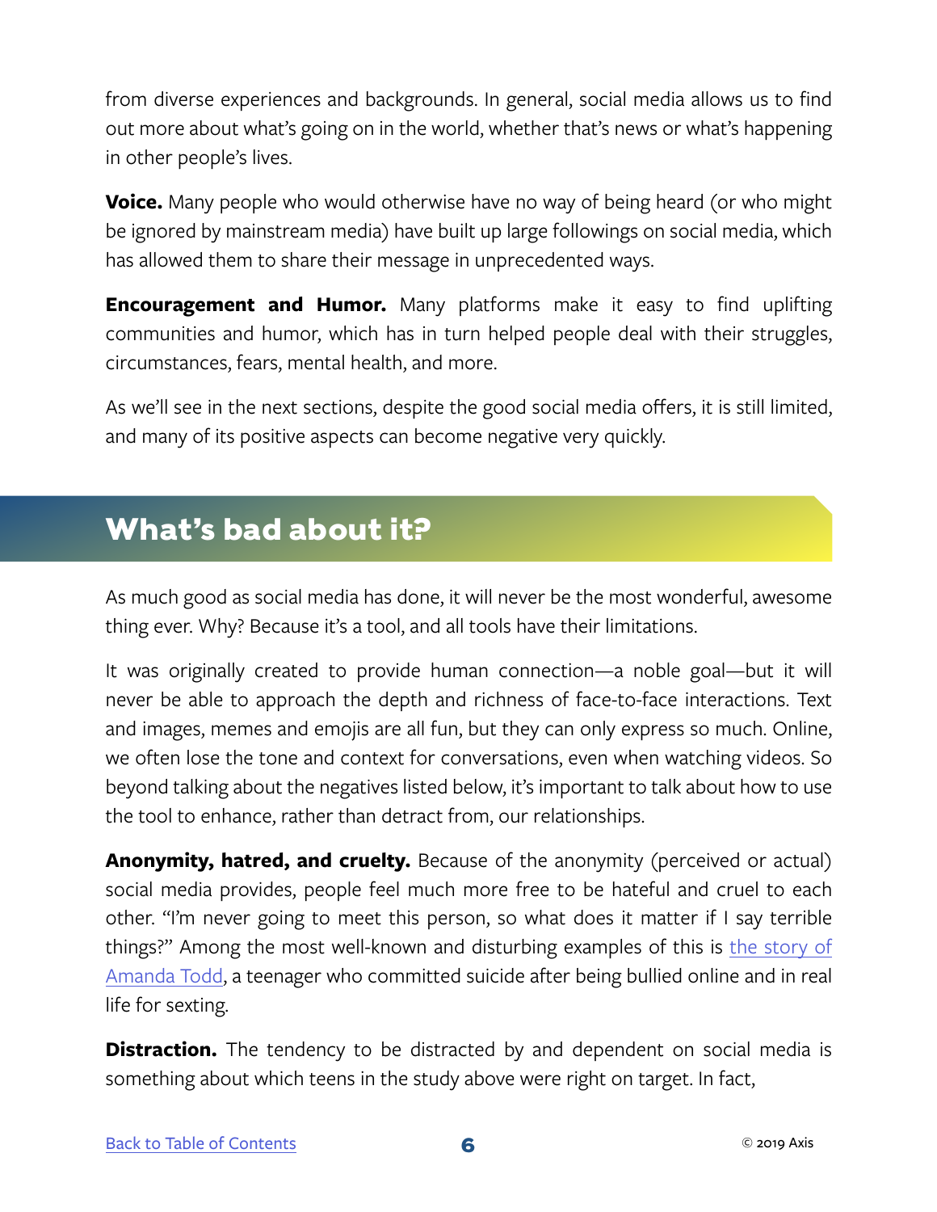from diverse experiences and backgrounds. In general, social media allows us to find out more about what's going on in the world, whether that's news or what's happening in other people's lives.

**Voice.** Many people who would otherwise have no way of being heard (or who might be ignored by mainstream media) have built up large followings on social media, which has allowed them to share their message in unprecedented ways.

**Encouragement and Humor.** Many platforms make it easy to find uplifting communities and humor, which has in turn helped people deal with their struggles, circumstances, fears, mental health, and more.

As we'll see in the next sections, despite the good social media offers, it is still limited, and many of its positive aspects can become negative very quickly.

## What's bad about it?

As much good as social media has done, it will never be the most wonderful, awesome thing ever. Why? Because it's a tool, and all tools have their limitations.

It was originally created to provide human connection—a noble goal—but it will never be able to approach the depth and richness of face-to-face interactions. Text and images, memes and emojis are all fun, but they can only express so much. Online, we often lose the tone and context for conversations, even when watching videos. So beyond talking about the negatives listed below, it's important to talk about how to use the tool to enhance, rather than detract from, our relationships.

**Anonymity, hatred, and cruelty.** Because of the anonymity (perceived or actual) social media provides, people feel much more free to be hateful and cruel to each other. "I'm never going to meet this person, so what does it matter if I say terrible things?" Among the most well-known and disturbing examples of this is the story of Amanda Todd, a teenager who committed suicide after being bullied online and in real life for sexting.

**Distraction.** The tendency to be distracted by and dependent on social media is something about which teens in the study above were right on target. In fact,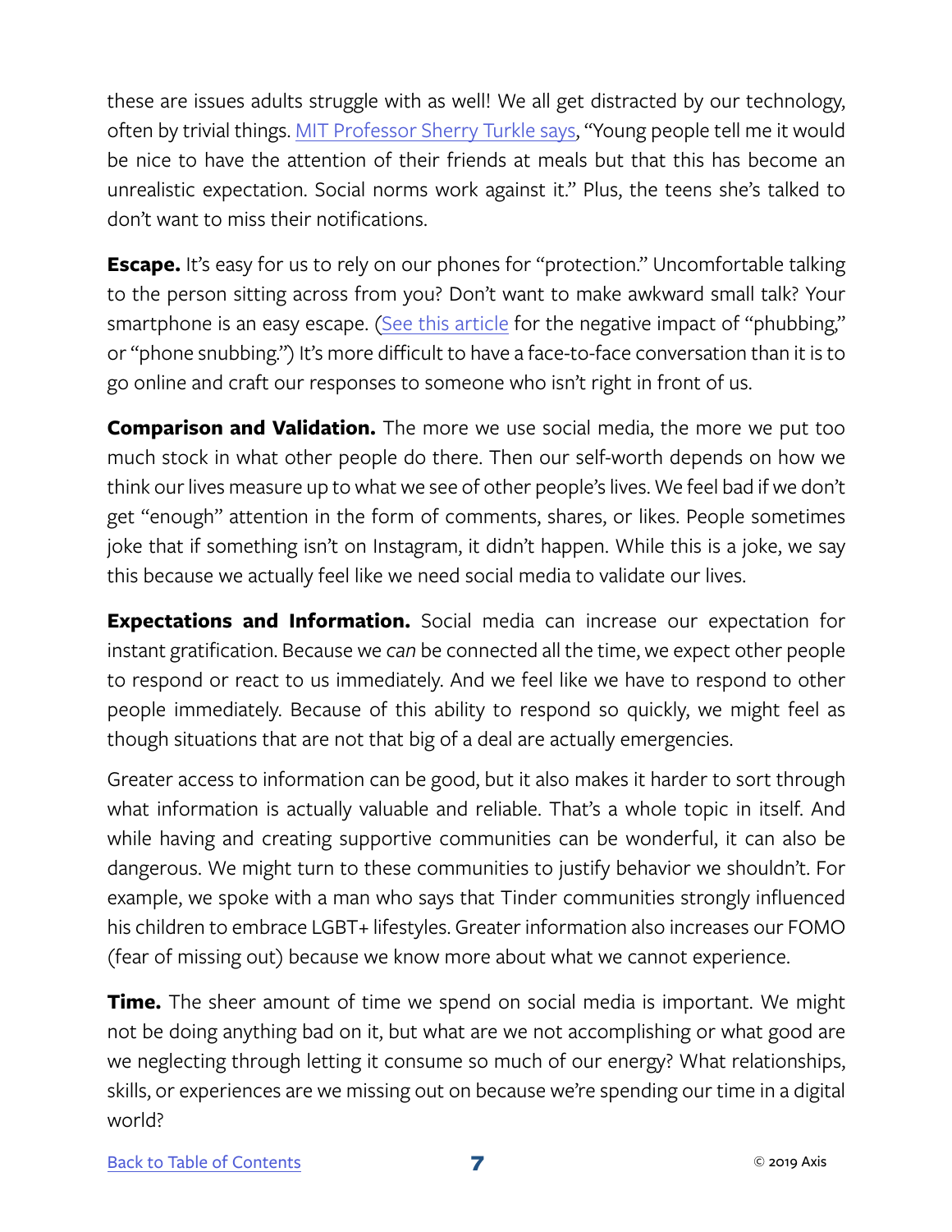these are issues adults struggle with as well! We all get distracted by our technology, often by trivial things. [MIT Professor Sherry Turkle says](), "Young people tell me it would be nice to have the attention of their friends at meals but that this has become an unrealistic expectation. Social norms work against it." Plus, the teens she's talked to don't want to miss their notifications.

**Escape.** It's easy for us to rely on our phones for "protection." Uncomfortable talking to the person sitting across from you? Don't want to make awkward small talk? Your smartphone is an easy escape. ([See this article]() for the negative impact of "phubbing," or "phone snubbing.") It's more difficult to have a face-to-face conversation than it is to go online and craft our responses to someone who isn't right in front of us.

**Comparison and Validation.** The more we use social media, the more we put too much stock in what other people do there. Then our self-worth depends on how we think our lives measure up to what we see of other people's lives. We feel bad if we don't get "enough" attention in the form of comments, shares, or likes. People sometimes joke that if something isn't on Instagram, it didn't happen. While this is a joke, we say this because we actually feel like we need social media to validate our lives.

**Expectations and Information.** Social media can increase our expectation for instant gratification. Because we *can* be connected all the time, we expect other people to respond or react to us immediately. And we feel like we have to respond to other people immediately. Because of this ability to respond so quickly, we might feel as though situations that are not that big of a deal are actually emergencies.

Greater access to information can be good, but it also makes it harder to sort through what information is actually valuable and reliable. That's a whole topic in itself. And while having and creating supportive communities can be wonderful, it can also be dangerous. We might turn to these communities to justify behavior we shouldn't. For example, we spoke with a man who says that Tinder communities strongly influenced his children to embrace LGBT+ lifestyles. Greater information also increases our FOMO (fear of missing out) because we know more about what we cannot experience.

**Time.** The sheer amount of time we spend on social media is important. We might not be doing anything bad on it, but what are we not accomplishing or what good are we neglecting through letting it consume so much of our energy? What relationships, skills, or experiences are we missing out on because we're spending our time in a digital world?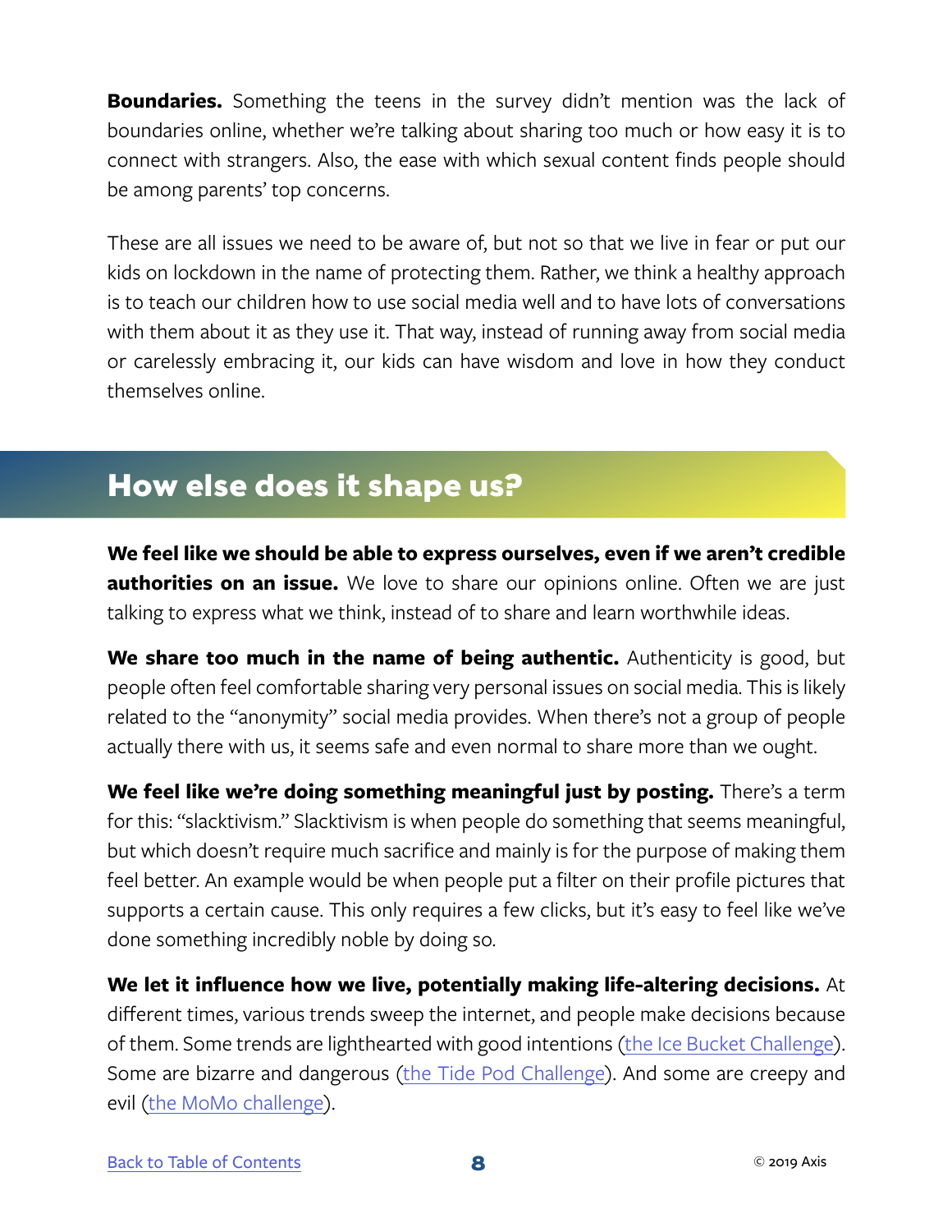**Boundaries.** Something the teens in the survey didn't mention was the lack of boundaries online, whether we're talking about sharing too much or how easy it is to connect with strangers. Also, the ease with which sexual content finds people should be among parents' top concerns.

These are all issues we need to be aware of, but not so that we live in fear or put our kids on lockdown in the name of protecting them. Rather, we think a healthy approach is to teach our children how to use social media well and to have lots of conversations with them about it as they use it. That way, instead of running away from social media or carelessly embracing it, our kids can have wisdom and love in how they conduct themselves online.

## How else does it shape us?

**We feel like we should be able to express ourselves, even if we aren't credible authorities on an issue.** We love to share our opinions online. Often we are just talking to express what we think, instead of to share and learn worthwhile ideas.

**We share too much in the name of being authentic.** Authenticity is good, but people often feel comfortable sharing very personal issues on social media. This is likely related to the "anonymity" social media provides. When there's not a group of people actually there with us, it seems safe and even normal to share more than we ought.

**We feel like we're doing something meaningful just by posting.** There's a term for this: "slacktivism." Slacktivism is when people do something that seems meaningful, but which doesn't require much sacrifice and mainly is for the purpose of making them feel better. An example would be when people put a filter on their profile pictures that supports a certain cause. This only requires a few clicks, but it's easy to feel like we've done something incredibly noble by doing so.

**We let it influence how we live, potentially making life-altering decisions.** At different times, various trends sweep the internet, and people make decisions because of them. Some trends are lighthearted with good intentions (the Ice Bucket Challenge). Some are bizarre and dangerous (the Tide Pod Challenge). And some are creepy and evil (the MoMo challenge).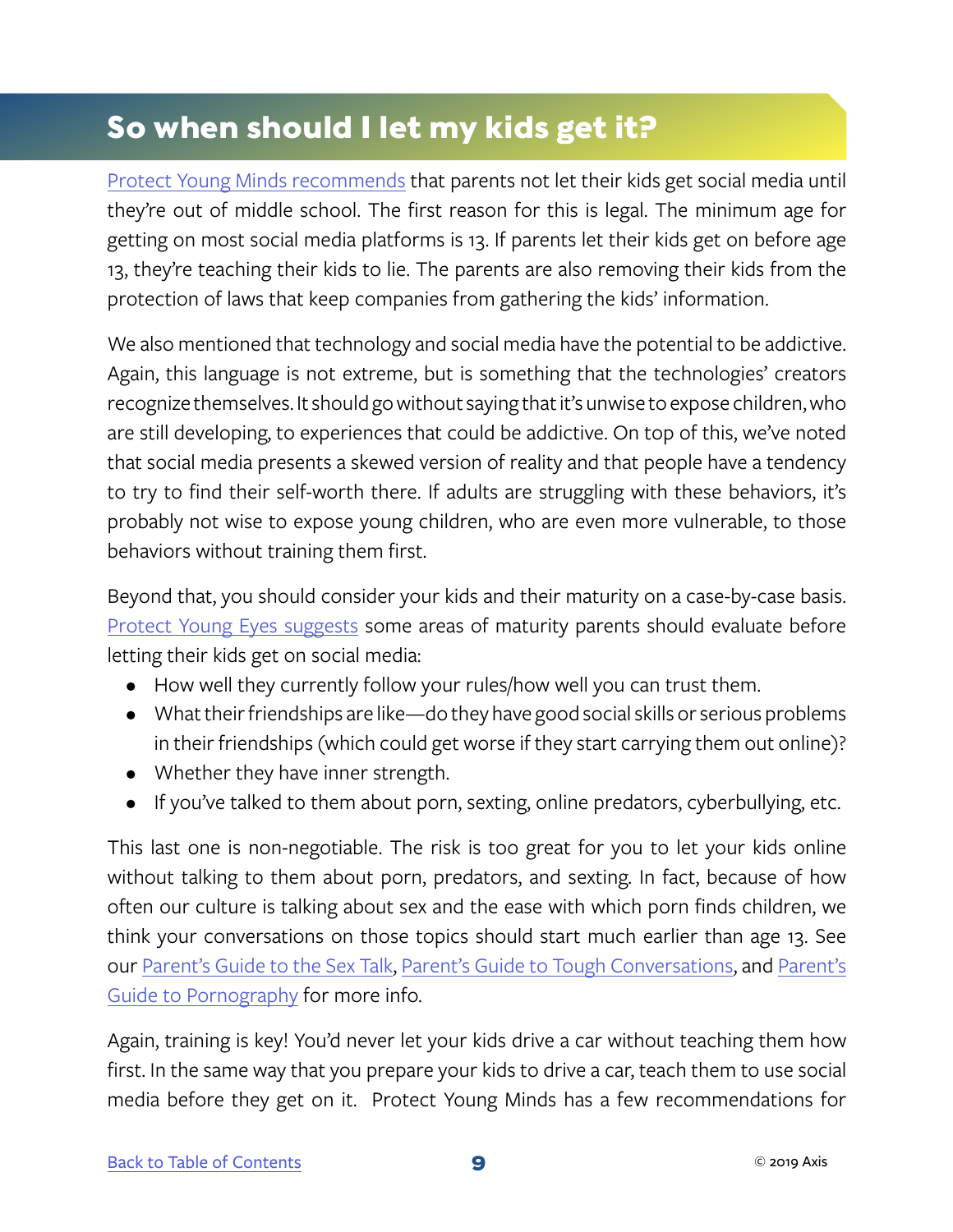## So when should I let my kids get it?

Protect Young Minds recommends that parents not let their kids get social media until they're out of middle school. The first reason for this is legal. The minimum age for getting on most social media platforms is 13. If parents let their kids get on before age 13, they're teaching their kids to lie. The parents are also removing their kids from the protection of laws that keep companies from gathering the kids' information.

We also mentioned that technology and social media have the potential to be addictive. Again, this language is not extreme, but is something that the technologies' creators recognize themselves. It should go without saying that it's unwise to expose children, who are still developing, to experiences that could be addictive. On top of this, we've noted that social media presents a skewed version of reality and that people have a tendency to try to find their self-worth there. If adults are struggling with these behaviors, it's probably not wise to expose young children, who are even more vulnerable, to those behaviors without training them first.

Beyond that, you should consider your kids and their maturity on a case-by-case basis. Protect Young Eyes suggests some areas of maturity parents should evaluate before letting their kids get on social media:

- How well they currently follow your rules/how well you can trust them.
- What their friendships are like—do they have good social skills or serious problems in their friendships (which could get worse if they start carrying them out online)?
- Whether they have inner strength.
- If you've talked to them about porn, sexting, online predators, cyberbullying, etc.

This last one is non-negotiable. The risk is too great for you to let your kids online without talking to them about porn, predators, and sexting. In fact, because of how often our culture is talking about sex and the ease with which porn finds children, we think your conversations on those topics should start much earlier than age 13. See our Parent's Guide to the Sex Talk, Parent's Guide to Tough Conversations, and Parent's Guide to Pornography for more info.

Again, training is key! You'd never let your kids drive a car without teaching them how first. In the same way that you prepare your kids to drive a car, teach them to use social media before they get on it. Protect Young Minds has a few recommendations for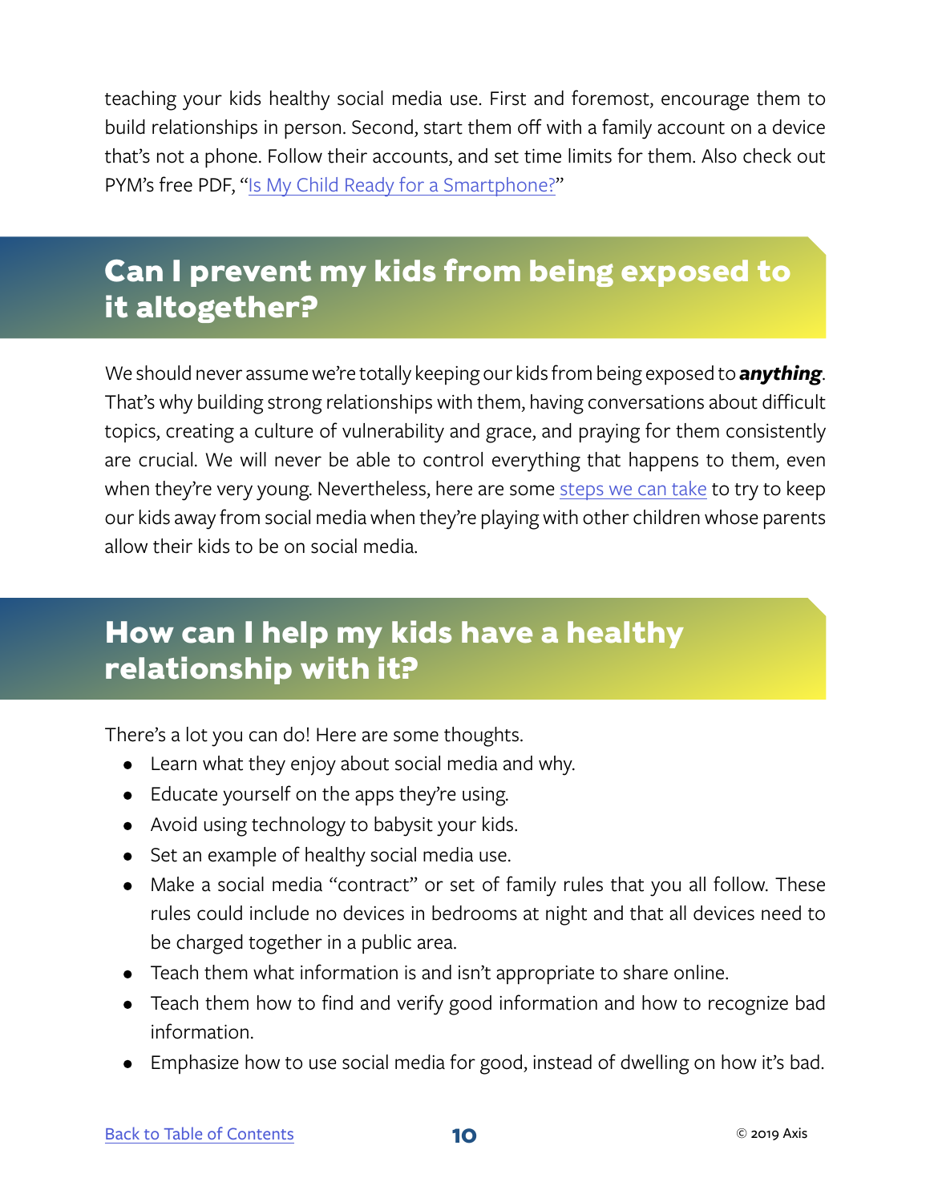teaching your kids healthy social media use. First and foremost, encourage them to build relationships in person. Second, start them off with a family account on a device that's not a phone. Follow their accounts, and set time limits for them. Also check out PYM's free PDF, "[Is My Child Ready for a Smartphone?]"

## Can I prevent my kids from being exposed to it altogether?

We should never assume we're totally keeping our kids from being exposed to ***anything***. That's why building strong relationships with them, having conversations about difficult topics, creating a culture of vulnerability and grace, and praying for them consistently are crucial. We will never be able to control everything that happens to them, even when they're very young. Nevertheless, here are some steps we can take to try to keep our kids away from social media when they're playing with other children whose parents allow their kids to be on social media.

## How can I help my kids have a healthy relationship with it?

There's a lot you can do! Here are some thoughts.

- Learn what they enjoy about social media and why.
- Educate yourself on the apps they're using.
- Avoid using technology to babysit your kids.
- Set an example of healthy social media use.
- Make a social media "contract" or set of family rules that you all follow. These rules could include no devices in bedrooms at night and that all devices need to be charged together in a public area.
- Teach them what information is and isn't appropriate to share online.
- Teach them how to find and verify good information and how to recognize bad information.
- Emphasize how to use social media for good, instead of dwelling on how it's bad.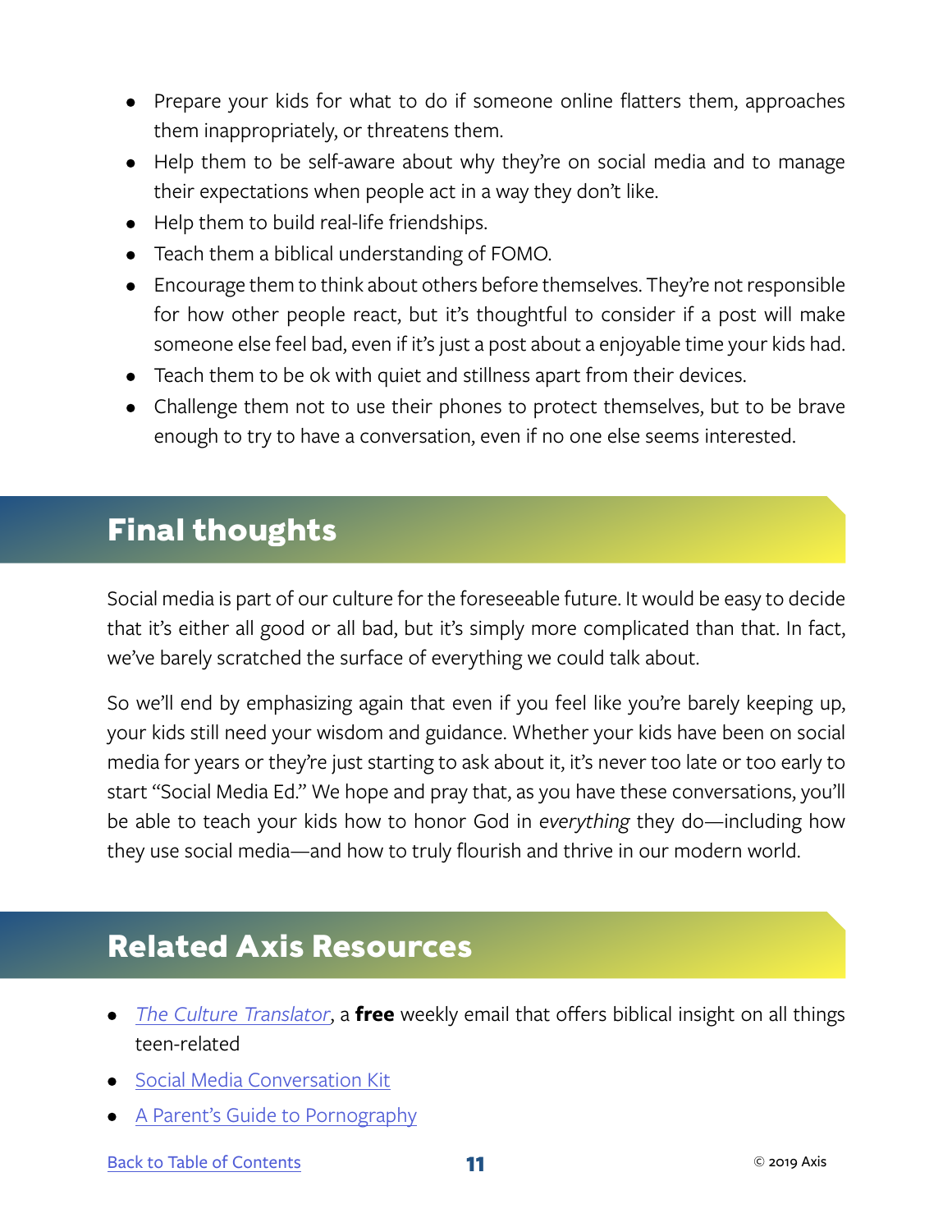- Prepare your kids for what to do if someone online flatters them, approaches them inappropriately, or threatens them.
- Help them to be self-aware about why they're on social media and to manage their expectations when people act in a way they don't like.
- Help them to build real-life friendships.
- Teach them a biblical understanding of FOMO.
- Encourage them to think about others before themselves. They're not responsible for how other people react, but it's thoughtful to consider if a post will make someone else feel bad, even if it's just a post about a enjoyable time your kids had.
- Teach them to be ok with quiet and stillness apart from their devices.
- Challenge them not to use their phones to protect themselves, but to be brave enough to try to have a conversation, even if no one else seems interested.

## Final thoughts

Social media is part of our culture for the foreseeable future. It would be easy to decide that it's either all good or all bad, but it's simply more complicated than that. In fact, we've barely scratched the surface of everything we could talk about.

So we'll end by emphasizing again that even if you feel like you're barely keeping up, your kids still need your wisdom and guidance. Whether your kids have been on social media for years or they're just starting to ask about it, it's never too late or too early to start "Social Media Ed." We hope and pray that, as you have these conversations, you'll be able to teach your kids how to honor God in *everything* they do—including how they use social media—and how to truly flourish and thrive in our modern world.

## Related Axis Resources

- *The Culture Translator*, a **free** weekly email that offers biblical insight on all things teen-related
- Social Media Conversation Kit
- A Parent's Guide to Pornography

Back to Table of Contents

© 2019 Axis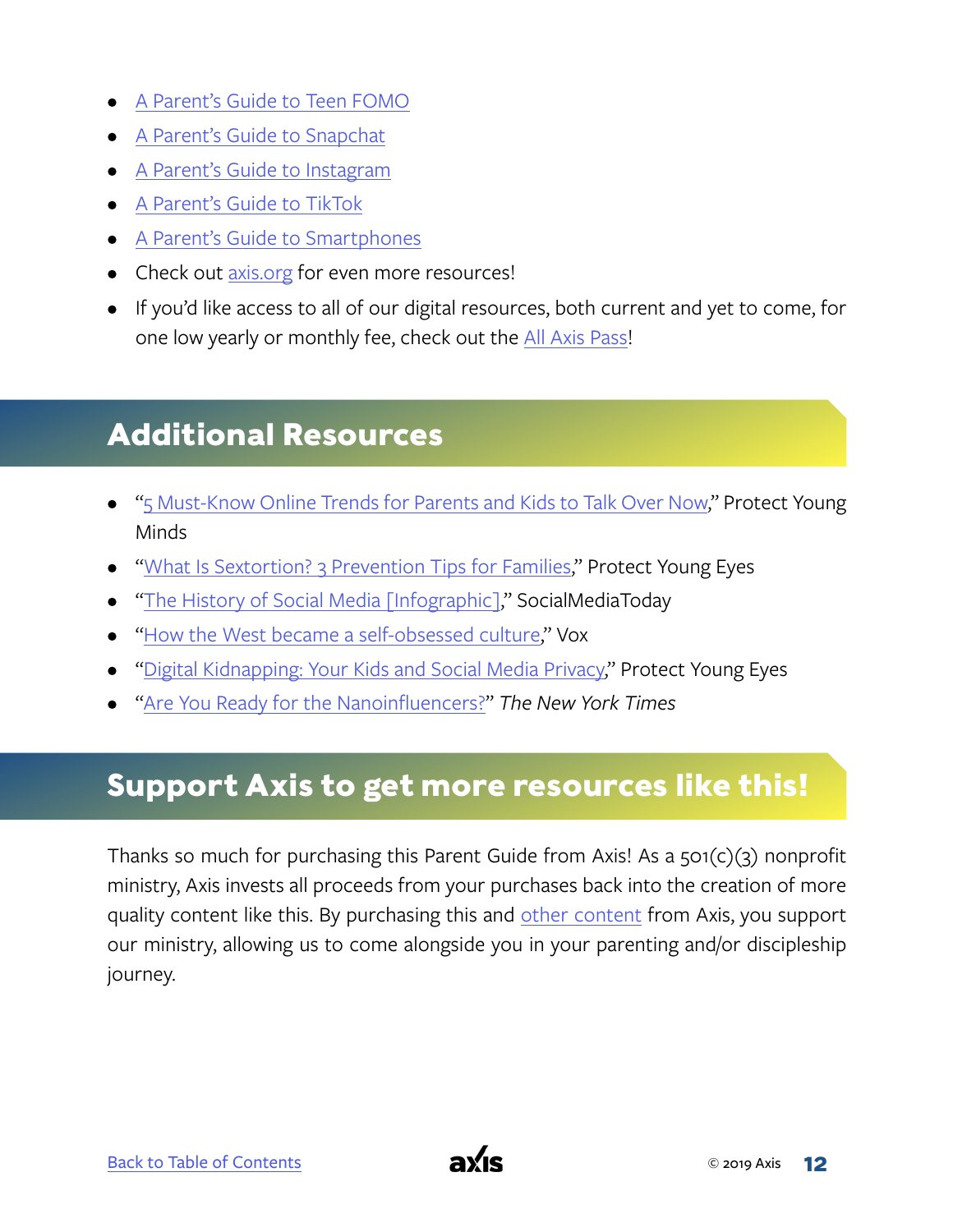- A Parent's Guide to Teen FOMO
- A Parent's Guide to Snapchat
- A Parent's Guide to Instagram
- A Parent's Guide to TikTok
- A Parent's Guide to Smartphones
- Check out axis.org for even more resources!
- If you'd like access to all of our digital resources, both current and yet to come, for one low yearly or monthly fee, check out the All Axis Pass!

## Additional Resources

- "5 Must-Know Online Trends for Parents and Kids to Talk Over Now," Protect Young Minds
- "What Is Sextortion? 3 Prevention Tips for Families," Protect Young Eyes
- "The History of Social Media [Infographic]," SocialMediaToday
- "How the West became a self-obsessed culture," Vox
- "Digital Kidnapping: Your Kids and Social Media Privacy," Protect Young Eyes
- "Are You Ready for the Nanoinfluencers?" *The New York Times*

## Support Axis to get more resources like this!

Thanks so much for purchasing this Parent Guide from Axis! As a 501(c)(3) nonprofit ministry, Axis invests all proceeds from your purchases back into the creation of more quality content like this. By purchasing this and other content from Axis, you support our ministry, allowing us to come alongside you in your parenting and/or discipleship journey.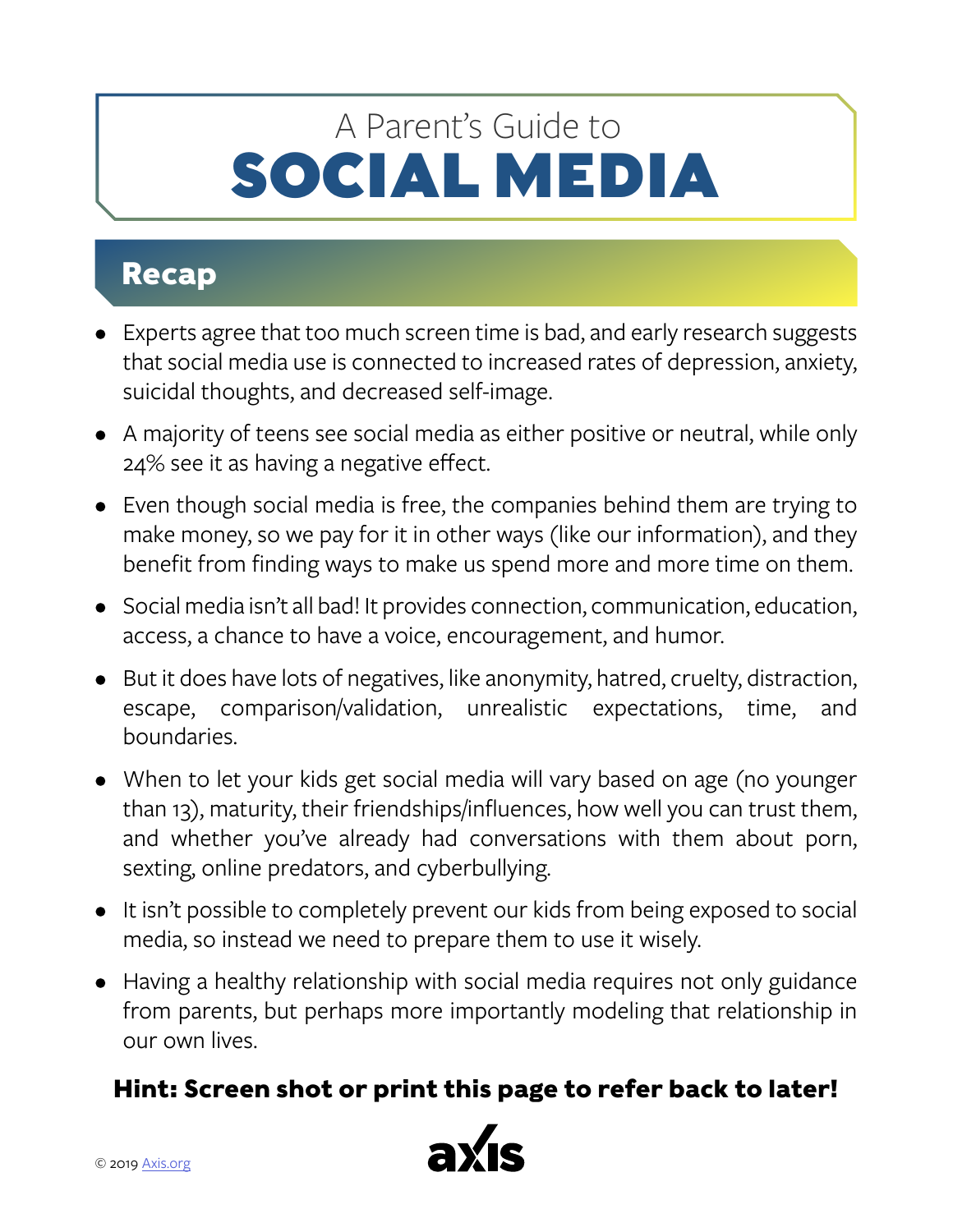# A Parent's Guide to SOCIAL MEDIA

## Recap

- Experts agree that too much screen time is bad, and early research suggests that social media use is connected to increased rates of depression, anxiety, suicidal thoughts, and decreased self-image.
- A majority of teens see social media as either positive or neutral, while only 24% see it as having a negative effect.
- Even though social media is free, the companies behind them are trying to make money, so we pay for it in other ways (like our information), and they benefit from finding ways to make us spend more and more time on them.
- Social media isn't all bad! It provides connection, communication, education, access, a chance to have a voice, encouragement, and humor.
- But it does have lots of negatives, like anonymity, hatred, cruelty, distraction, escape, comparison/validation, unrealistic expectations, time, and boundaries.
- When to let your kids get social media will vary based on age (no younger than 13), maturity, their friendships/influences, how well you can trust them, and whether you've already had conversations with them about porn, sexting, online predators, and cyberbullying.
- It isn't possible to completely prevent our kids from being exposed to social media, so instead we need to prepare them to use it wisely.
- Having a healthy relationship with social media requires not only guidance from parents, but perhaps more importantly modeling that relationship in our own lives.

**Hint: Screen shot or print this page to refer back to later!**

© 2019 Axis.org

axis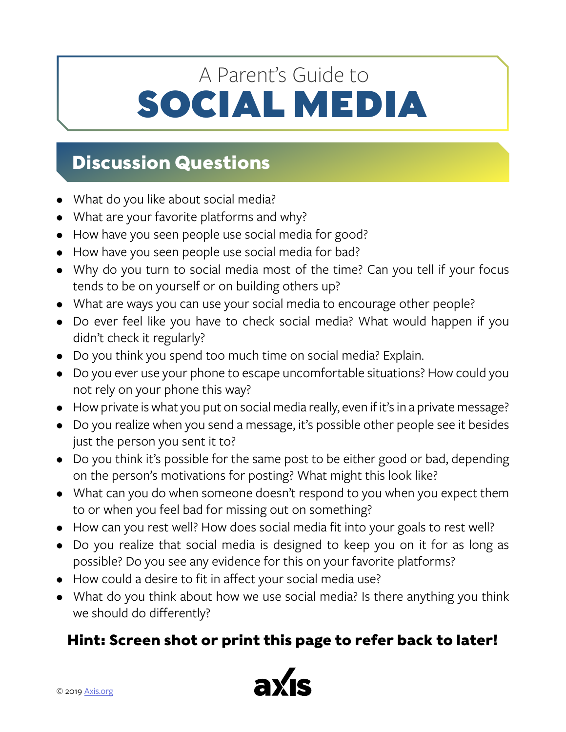# A Parent's Guide to SOCIAL MEDIA

## Discussion Questions

- What do you like about social media?
- What are your favorite platforms and why?
- How have you seen people use social media for good?
- How have you seen people use social media for bad?
- Why do you turn to social media most of the time? Can you tell if your focus tends to be on yourself or on building others up?
- What are ways you can use your social media to encourage other people?
- Do ever feel like you have to check social media? What would happen if you didn't check it regularly?
- Do you think you spend too much time on social media? Explain.
- Do you ever use your phone to escape uncomfortable situations? How could you not rely on your phone this way?
- How private is what you put on social media really, even if it's in a private message?
- Do you realize when you send a message, it's possible other people see it besides just the person you sent it to?
- Do you think it's possible for the same post to be either good or bad, depending on the person's motivations for posting? What might this look like?
- What can you do when someone doesn't respond to you when you expect them to or when you feel bad for missing out on something?
- How can you rest well? How does social media fit into your goals to rest well?
- Do you realize that social media is designed to keep you on it for as long as possible? Do you see any evidence for this on your favorite platforms?
- How could a desire to fit in affect your social media use?
- What do you think about how we use social media? Is there anything you think we should do differently?

**Hint: Screen shot or print this page to refer back to later!**

© 2019 Axis.org

axis